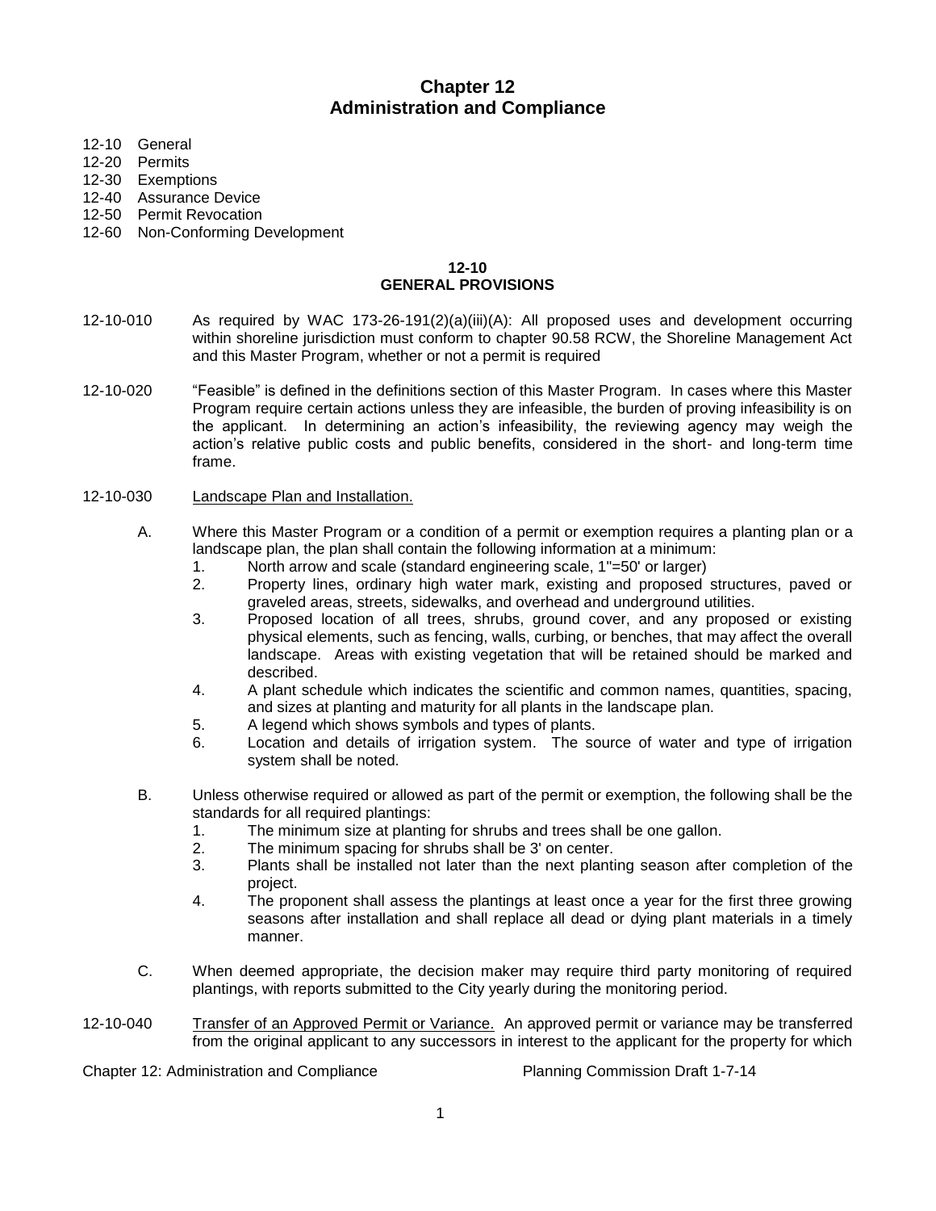# Chapter 12
# Administration and Compliance

12-10 General
12-20 Permits
12-30 Exemptions
12-40 Assurance Device
12-50 Permit Revocation
12-60 Non-Conforming Development

## 12-10
## GENERAL PROVISIONS

12-10-010 As required by WAC 173-26-191(2)(a)(iii)(A): All proposed uses and development occurring within shoreline jurisdiction must conform to chapter 90.58 RCW, the Shoreline Management Act and this Master Program, whether or not a permit is required

12-10-020 "Feasible" is defined in the definitions section of this Master Program. In cases where this Master Program require certain actions unless they are infeasible, the burden of proving infeasibility is on the applicant. In determining an action's infeasibility, the reviewing agency may weigh the action's relative public costs and public benefits, considered in the short- and long-term time frame.

12-10-030 Landscape Plan and Installation.

A. Where this Master Program or a condition of a permit or exemption requires a planting plan or a landscape plan, the plan shall contain the following information at a minimum:
   1. North arrow and scale (standard engineering scale, 1"=50' or larger)
   2. Property lines, ordinary high water mark, existing and proposed structures, paved or graveled areas, streets, sidewalks, and overhead and underground utilities.
   3. Proposed location of all trees, shrubs, ground cover, and any proposed or existing physical elements, such as fencing, walls, curbing, or benches, that may affect the overall landscape. Areas with existing vegetation that will be retained should be marked and described.
   4. A plant schedule which indicates the scientific and common names, quantities, spacing, and sizes at planting and maturity for all plants in the landscape plan.
   5. A legend which shows symbols and types of plants.
   6. Location and details of irrigation system. The source of water and type of irrigation system shall be noted.

B. Unless otherwise required or allowed as part of the permit or exemption, the following shall be the standards for all required plantings:
   1. The minimum size at planting for shrubs and trees shall be one gallon.
   2. The minimum spacing for shrubs shall be 3' on center.
   3. Plants shall be installed not later than the next planting season after completion of the project.
   4. The proponent shall assess the plantings at least once a year for the first three growing seasons after installation and shall replace all dead or dying plant materials in a timely manner.

C. When deemed appropriate, the decision maker may require third party monitoring of required plantings, with reports submitted to the City yearly during the monitoring period.

12-10-040 Transfer of an Approved Permit or Variance. An approved permit or variance may be transferred from the original applicant to any successors in interest to the applicant for the property for which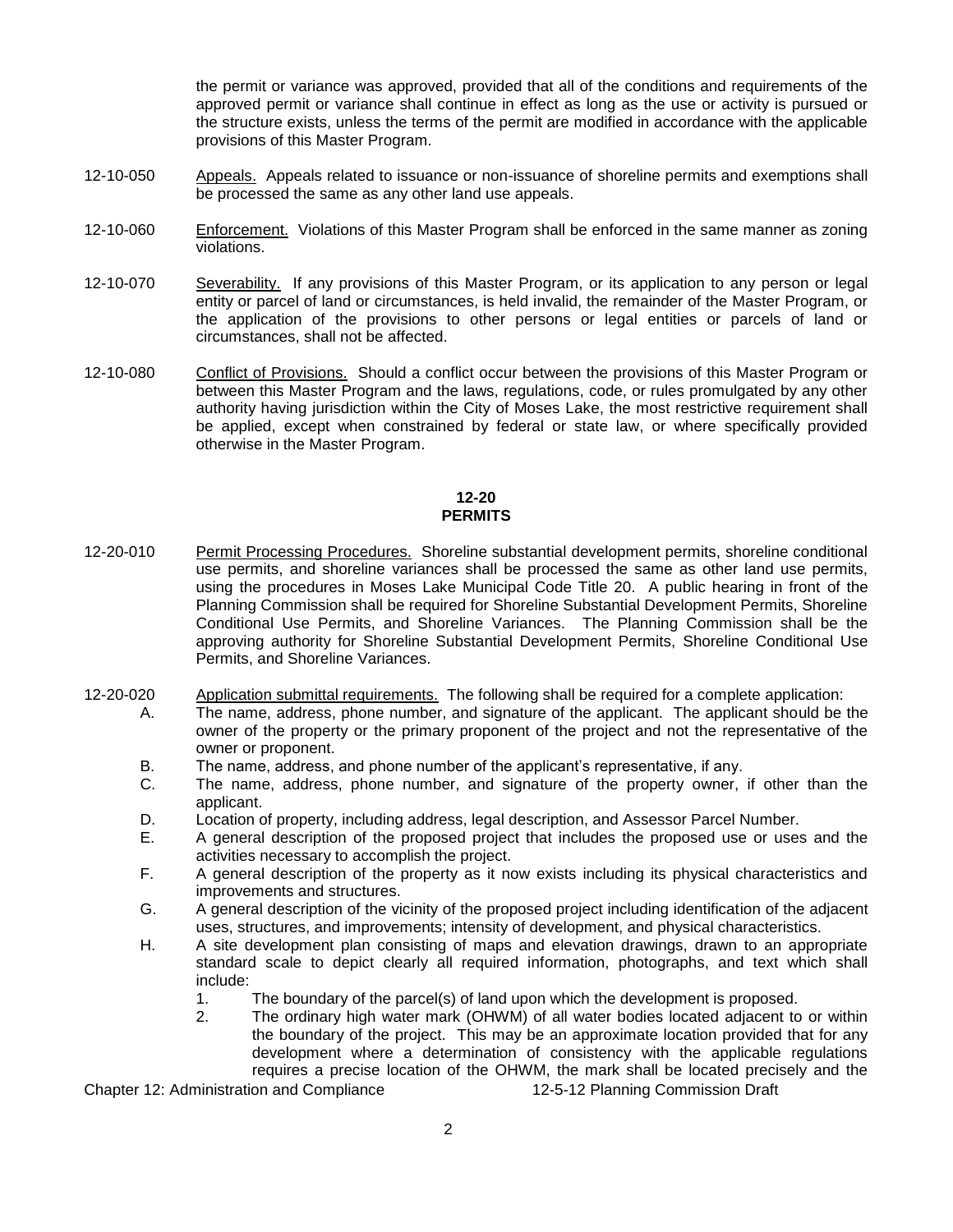the permit or variance was approved, provided that all of the conditions and requirements of the approved permit or variance shall continue in effect as long as the use or activity is pursued or the structure exists, unless the terms of the permit are modified in accordance with the applicable provisions of this Master Program.

12-10-050 Appeals. Appeals related to issuance or non-issuance of shoreline permits and exemptions shall be processed the same as any other land use appeals.

12-10-060 Enforcement. Violations of this Master Program shall be enforced in the same manner as zoning violations.

12-10-070 Severability. If any provisions of this Master Program, or its application to any person or legal entity or parcel of land or circumstances, is held invalid, the remainder of the Master Program, or the application of the provisions to other persons or legal entities or parcels of land or circumstances, shall not be affected.

12-10-080 Conflict of Provisions. Should a conflict occur between the provisions of this Master Program or between this Master Program and the laws, regulations, code, or rules promulgated by any other authority having jurisdiction within the City of Moses Lake, the most restrictive requirement shall be applied, except when constrained by federal or state law, or where specifically provided otherwise in the Master Program.

## 12-20
## PERMITS

12-20-010 Permit Processing Procedures. Shoreline substantial development permits, shoreline conditional use permits, and shoreline variances shall be processed the same as other land use permits, using the procedures in Moses Lake Municipal Code Title 20. A public hearing in front of the Planning Commission shall be required for Shoreline Substantial Development Permits, Shoreline Conditional Use Permits, and Shoreline Variances. The Planning Commission shall be the approving authority for Shoreline Substantial Development Permits, Shoreline Conditional Use Permits, and Shoreline Variances.

12-20-020 Application submittal requirements. The following shall be required for a complete application:

A. The name, address, phone number, and signature of the applicant. The applicant should be the owner of the property or the primary proponent of the project and not the representative of the owner or proponent.

B. The name, address, and phone number of the applicant's representative, if any.

C. The name, address, phone number, and signature of the property owner, if other than the applicant.

D. Location of property, including address, legal description, and Assessor Parcel Number.

E. A general description of the proposed project that includes the proposed use or uses and the activities necessary to accomplish the project.

F. A general description of the property as it now exists including its physical characteristics and improvements and structures.

G. A general description of the vicinity of the proposed project including identification of the adjacent uses, structures, and improvements; intensity of development, and physical characteristics.

H. A site development plan consisting of maps and elevation drawings, drawn to an appropriate standard scale to depict clearly all required information, photographs, and text which shall include:

1. The boundary of the parcel(s) of land upon which the development is proposed.
2. The ordinary high water mark (OHWM) of all water bodies located adjacent to or within the boundary of the project. This may be an approximate location provided that for any development where a determination of consistency with the applicable regulations requires a precise location of the OHWM, the mark shall be located precisely and the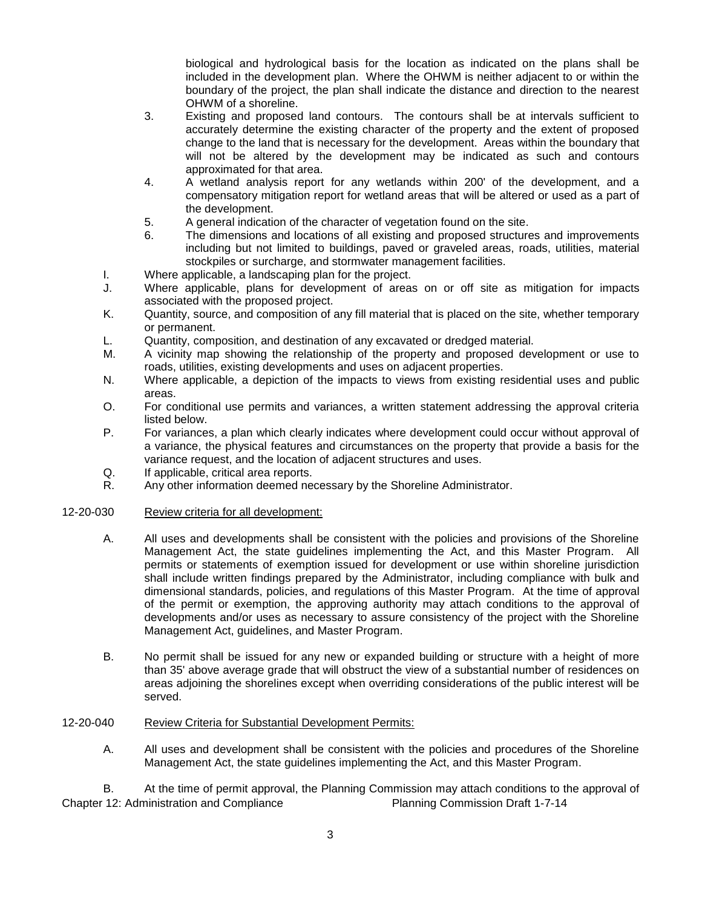biological and hydrological basis for the location as indicated on the plans shall be included in the development plan. Where the OHWM is neither adjacent to or within the boundary of the project, the plan shall indicate the distance and direction to the nearest OHWM of a shoreline.

3. Existing and proposed land contours. The contours shall be at intervals sufficient to accurately determine the existing character of the property and the extent of proposed change to the land that is necessary for the development. Areas within the boundary that will not be altered by the development may be indicated as such and contours approximated for that area.
4. A wetland analysis report for any wetlands within 200' of the development, and a compensatory mitigation report for wetland areas that will be altered or used as a part of the development.
5. A general indication of the character of vegetation found on the site.
6. The dimensions and locations of all existing and proposed structures and improvements including but not limited to buildings, paved or graveled areas, roads, utilities, material stockpiles or surcharge, and stormwater management facilities.

I. Where applicable, a landscaping plan for the project.

J. Where applicable, plans for development of areas on or off site as mitigation for impacts associated with the proposed project.

K. Quantity, source, and composition of any fill material that is placed on the site, whether temporary or permanent.

L. Quantity, composition, and destination of any excavated or dredged material.

M. A vicinity map showing the relationship of the property and proposed development or use to roads, utilities, existing developments and uses on adjacent properties.

N. Where applicable, a depiction of the impacts to views from existing residential uses and public areas.

O. For conditional use permits and variances, a written statement addressing the approval criteria listed below.

P. For variances, a plan which clearly indicates where development could occur without approval of a variance, the physical features and circumstances on the property that provide a basis for the variance request, and the location of adjacent structures and uses.

Q. If applicable, critical area reports.

R. Any other information deemed necessary by the Shoreline Administrator.

## 12-20-030 Review criteria for all development:

A. All uses and developments shall be consistent with the policies and provisions of the Shoreline Management Act, the state guidelines implementing the Act, and this Master Program. All permits or statements of exemption issued for development or use within shoreline jurisdiction shall include written findings prepared by the Administrator, including compliance with bulk and dimensional standards, policies, and regulations of this Master Program. At the time of approval of the permit or exemption, the approving authority may attach conditions to the approval of developments and/or uses as necessary to assure consistency of the project with the Shoreline Management Act, guidelines, and Master Program.

B. No permit shall be issued for any new or expanded building or structure with a height of more than 35' above average grade that will obstruct the view of a substantial number of residences on areas adjoining the shorelines except when overriding considerations of the public interest will be served.

## 12-20-040 Review Criteria for Substantial Development Permits:

A. All uses and development shall be consistent with the policies and procedures of the Shoreline Management Act, the state guidelines implementing the Act, and this Master Program.

B. At the time of permit approval, the Planning Commission may attach conditions to the approval of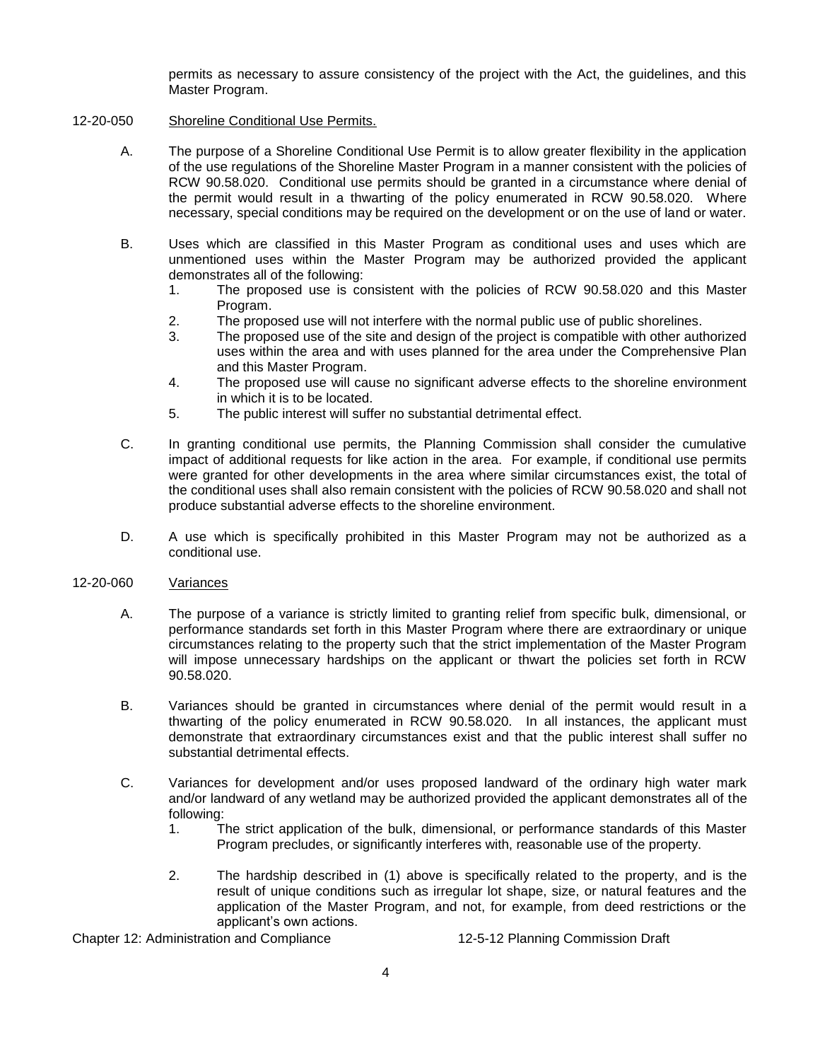permits as necessary to assure consistency of the project with the Act, the guidelines, and this Master Program.

## 12-20-050 Shoreline Conditional Use Permits.

A. The purpose of a Shoreline Conditional Use Permit is to allow greater flexibility in the application of the use regulations of the Shoreline Master Program in a manner consistent with the policies of RCW 90.58.020. Conditional use permits should be granted in a circumstance where denial of the permit would result in a thwarting of the policy enumerated in RCW 90.58.020. Where necessary, special conditions may be required on the development or on the use of land or water.

B. Uses which are classified in this Master Program as conditional uses and uses which are unmentioned uses within the Master Program may be authorized provided the applicant demonstrates all of the following:

1. The proposed use is consistent with the policies of RCW 90.58.020 and this Master Program.
2. The proposed use will not interfere with the normal public use of public shorelines.
3. The proposed use of the site and design of the project is compatible with other authorized uses within the area and with uses planned for the area under the Comprehensive Plan and this Master Program.
4. The proposed use will cause no significant adverse effects to the shoreline environment in which it is to be located.
5. The public interest will suffer no substantial detrimental effect.

C. In granting conditional use permits, the Planning Commission shall consider the cumulative impact of additional requests for like action in the area. For example, if conditional use permits were granted for other developments in the area where similar circumstances exist, the total of the conditional uses shall also remain consistent with the policies of RCW 90.58.020 and shall not produce substantial adverse effects to the shoreline environment.

D. A use which is specifically prohibited in this Master Program may not be authorized as a conditional use.

## 12-20-060 Variances

A. The purpose of a variance is strictly limited to granting relief from specific bulk, dimensional, or performance standards set forth in this Master Program where there are extraordinary or unique circumstances relating to the property such that the strict implementation of the Master Program will impose unnecessary hardships on the applicant or thwart the policies set forth in RCW 90.58.020.

B. Variances should be granted in circumstances where denial of the permit would result in a thwarting of the policy enumerated in RCW 90.58.020. In all instances, the applicant must demonstrate that extraordinary circumstances exist and that the public interest shall suffer no substantial detrimental effects.

C. Variances for development and/or uses proposed landward of the ordinary high water mark and/or landward of any wetland may be authorized provided the applicant demonstrates all of the following:

1. The strict application of the bulk, dimensional, or performance standards of this Master Program precludes, or significantly interferes with, reasonable use of the property.
2. The hardship described in (1) above is specifically related to the property, and is the result of unique conditions such as irregular lot shape, size, or natural features and the application of the Master Program, and not, for example, from deed restrictions or the applicant's own actions.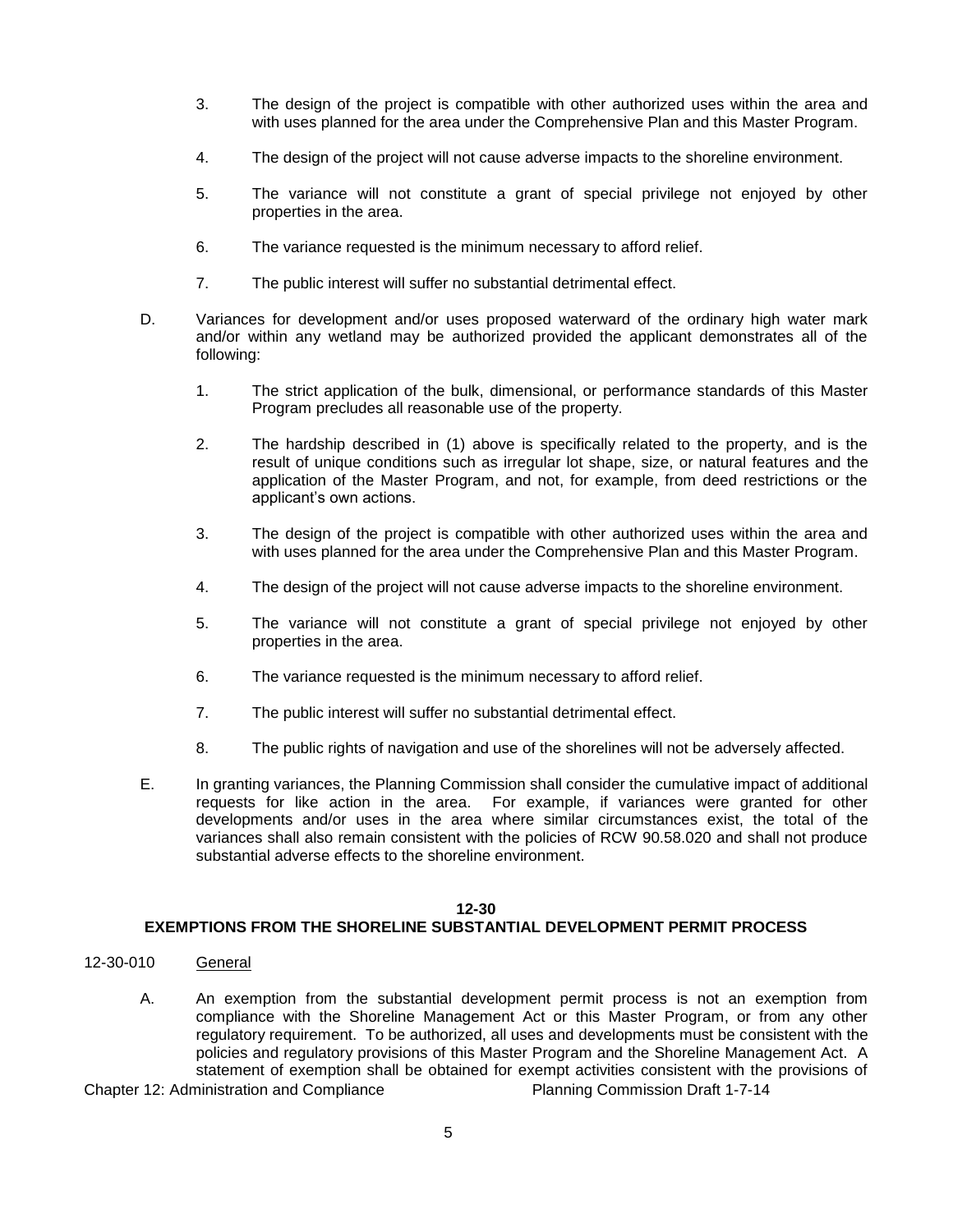3. The design of the project is compatible with other authorized uses within the area and with uses planned for the area under the Comprehensive Plan and this Master Program.

4. The design of the project will not cause adverse impacts to the shoreline environment.

5. The variance will not constitute a grant of special privilege not enjoyed by other properties in the area.

6. The variance requested is the minimum necessary to afford relief.

7. The public interest will suffer no substantial detrimental effect.

D. Variances for development and/or uses proposed waterward of the ordinary high water mark and/or within any wetland may be authorized provided the applicant demonstrates all of the following:

1. The strict application of the bulk, dimensional, or performance standards of this Master Program precludes all reasonable use of the property.

2. The hardship described in (1) above is specifically related to the property, and is the result of unique conditions such as irregular lot shape, size, or natural features and the application of the Master Program, and not, for example, from deed restrictions or the applicant's own actions.

3. The design of the project is compatible with other authorized uses within the area and with uses planned for the area under the Comprehensive Plan and this Master Program.

4. The design of the project will not cause adverse impacts to the shoreline environment.

5. The variance will not constitute a grant of special privilege not enjoyed by other properties in the area.

6. The variance requested is the minimum necessary to afford relief.

7. The public interest will suffer no substantial detrimental effect.

8. The public rights of navigation and use of the shorelines will not be adversely affected.

E. In granting variances, the Planning Commission shall consider the cumulative impact of additional requests for like action in the area. For example, if variances were granted for other developments and/or uses in the area where similar circumstances exist, the total of the variances shall also remain consistent with the policies of RCW 90.58.020 and shall not produce substantial adverse effects to the shoreline environment.

## 12-30
## EXEMPTIONS FROM THE SHORELINE SUBSTANTIAL DEVELOPMENT PERMIT PROCESS

12-30-010 General

A. An exemption from the substantial development permit process is not an exemption from compliance with the Shoreline Management Act or this Master Program, or from any other regulatory requirement. To be authorized, all uses and developments must be consistent with the policies and regulatory provisions of this Master Program and the Shoreline Management Act. A statement of exemption shall be obtained for exempt activities consistent with the provisions of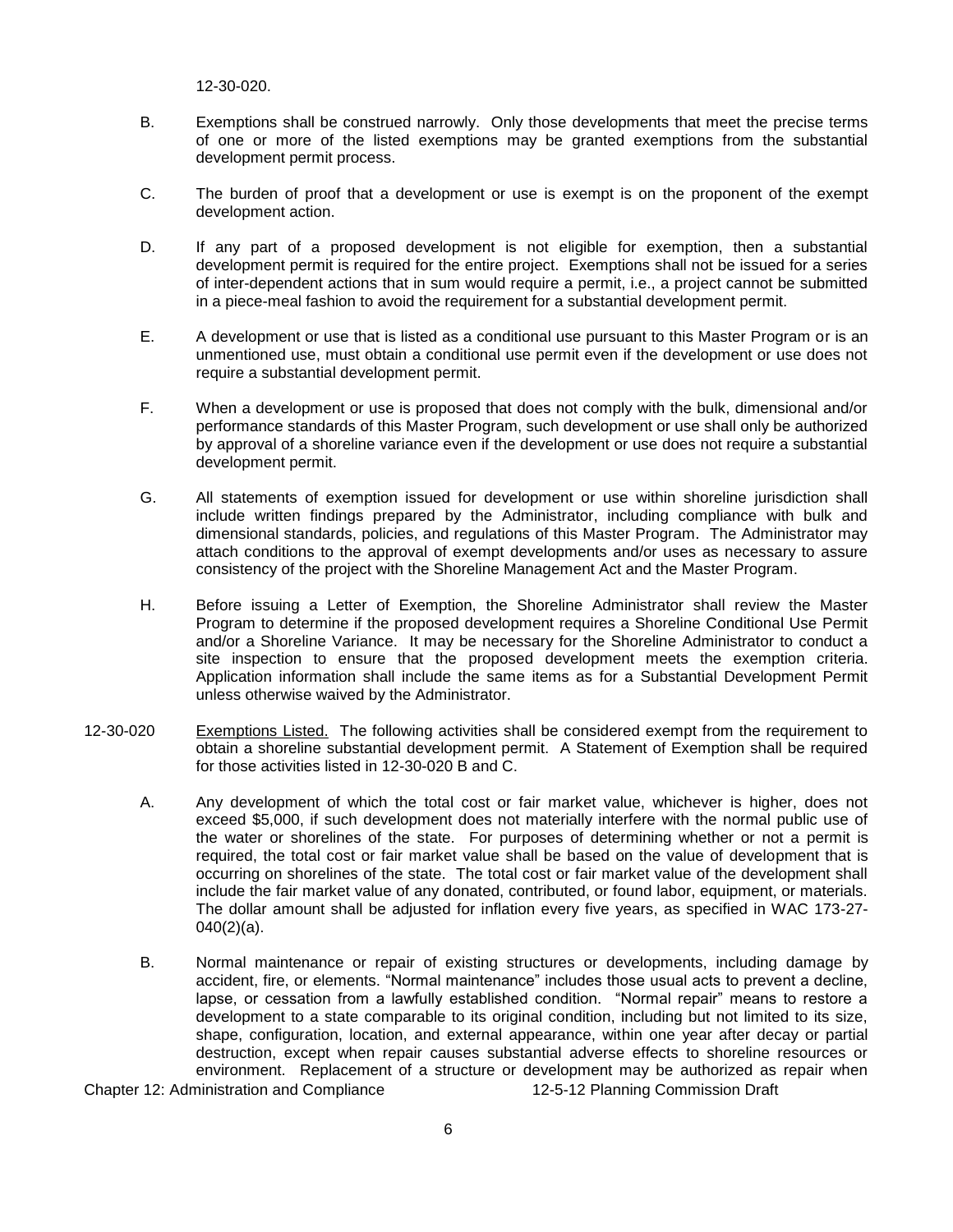12-30-020.

B. Exemptions shall be construed narrowly. Only those developments that meet the precise terms of one or more of the listed exemptions may be granted exemptions from the substantial development permit process.

C. The burden of proof that a development or use is exempt is on the proponent of the exempt development action.

D. If any part of a proposed development is not eligible for exemption, then a substantial development permit is required for the entire project. Exemptions shall not be issued for a series of inter-dependent actions that in sum would require a permit, i.e., a project cannot be submitted in a piece-meal fashion to avoid the requirement for a substantial development permit.

E. A development or use that is listed as a conditional use pursuant to this Master Program or is an unmentioned use, must obtain a conditional use permit even if the development or use does not require a substantial development permit.

F. When a development or use is proposed that does not comply with the bulk, dimensional and/or performance standards of this Master Program, such development or use shall only be authorized by approval of a shoreline variance even if the development or use does not require a substantial development permit.

G. All statements of exemption issued for development or use within shoreline jurisdiction shall include written findings prepared by the Administrator, including compliance with bulk and dimensional standards, policies, and regulations of this Master Program. The Administrator may attach conditions to the approval of exempt developments and/or uses as necessary to assure consistency of the project with the Shoreline Management Act and the Master Program.

H. Before issuing a Letter of Exemption, the Shoreline Administrator shall review the Master Program to determine if the proposed development requires a Shoreline Conditional Use Permit and/or a Shoreline Variance. It may be necessary for the Shoreline Administrator to conduct a site inspection to ensure that the proposed development meets the exemption criteria. Application information shall include the same items as for a Substantial Development Permit unless otherwise waived by the Administrator.

12-30-020 Exemptions Listed. The following activities shall be considered exempt from the requirement to obtain a shoreline substantial development permit. A Statement of Exemption shall be required for those activities listed in 12-30-020 B and C.

A. Any development of which the total cost or fair market value, whichever is higher, does not exceed $5,000, if such development does not materially interfere with the normal public use of the water or shorelines of the state. For purposes of determining whether or not a permit is required, the total cost or fair market value shall be based on the value of development that is occurring on shorelines of the state. The total cost or fair market value of the development shall include the fair market value of any donated, contributed, or found labor, equipment, or materials. The dollar amount shall be adjusted for inflation every five years, as specified in WAC 173-27-040(2)(a).

B. Normal maintenance or repair of existing structures or developments, including damage by accident, fire, or elements. "Normal maintenance" includes those usual acts to prevent a decline, lapse, or cessation from a lawfully established condition. "Normal repair" means to restore a development to a state comparable to its original condition, including but not limited to its size, shape, configuration, location, and external appearance, within one year after decay or partial destruction, except when repair causes substantial adverse effects to shoreline resources or environment. Replacement of a structure or development may be authorized as repair when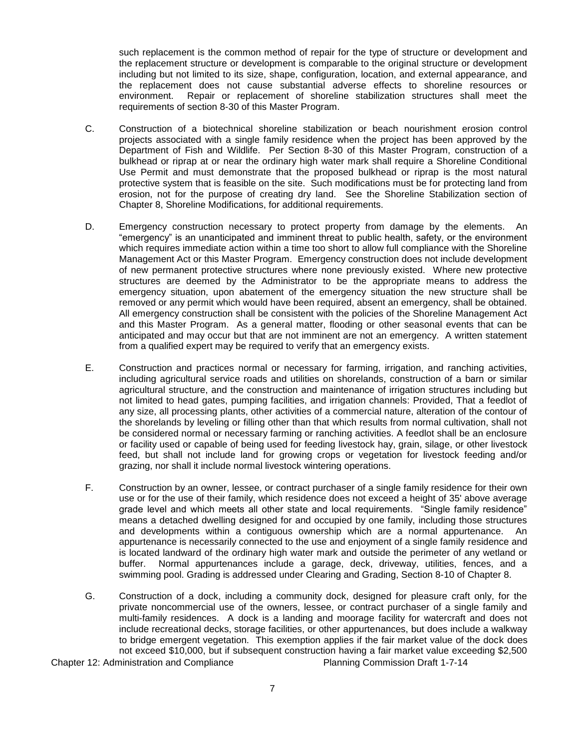such replacement is the common method of repair for the type of structure or development and the replacement structure or development is comparable to the original structure or development including but not limited to its size, shape, configuration, location, and external appearance, and the replacement does not cause substantial adverse effects to shoreline resources or environment. Repair or replacement of shoreline stabilization structures shall meet the requirements of section 8-30 of this Master Program.

C. Construction of a biotechnical shoreline stabilization or beach nourishment erosion control projects associated with a single family residence when the project has been approved by the Department of Fish and Wildlife. Per Section 8-30 of this Master Program, construction of a bulkhead or riprap at or near the ordinary high water mark shall require a Shoreline Conditional Use Permit and must demonstrate that the proposed bulkhead or riprap is the most natural protective system that is feasible on the site. Such modifications must be for protecting land from erosion, not for the purpose of creating dry land. See the Shoreline Stabilization section of Chapter 8, Shoreline Modifications, for additional requirements.

D. Emergency construction necessary to protect property from damage by the elements. An "emergency" is an unanticipated and imminent threat to public health, safety, or the environment which requires immediate action within a time too short to allow full compliance with the Shoreline Management Act or this Master Program. Emergency construction does not include development of new permanent protective structures where none previously existed. Where new protective structures are deemed by the Administrator to be the appropriate means to address the emergency situation, upon abatement of the emergency situation the new structure shall be removed or any permit which would have been required, absent an emergency, shall be obtained. All emergency construction shall be consistent with the policies of the Shoreline Management Act and this Master Program. As a general matter, flooding or other seasonal events that can be anticipated and may occur but that are not imminent are not an emergency. A written statement from a qualified expert may be required to verify that an emergency exists.

E. Construction and practices normal or necessary for farming, irrigation, and ranching activities, including agricultural service roads and utilities on shorelands, construction of a barn or similar agricultural structure, and the construction and maintenance of irrigation structures including but not limited to head gates, pumping facilities, and irrigation channels: Provided, That a feedlot of any size, all processing plants, other activities of a commercial nature, alteration of the contour of the shorelands by leveling or filling other than that which results from normal cultivation, shall not be considered normal or necessary farming or ranching activities. A feedlot shall be an enclosure or facility used or capable of being used for feeding livestock hay, grain, silage, or other livestock feed, but shall not include land for growing crops or vegetation for livestock feeding and/or grazing, nor shall it include normal livestock wintering operations.

F. Construction by an owner, lessee, or contract purchaser of a single family residence for their own use or for the use of their family, which residence does not exceed a height of 35' above average grade level and which meets all other state and local requirements. "Single family residence" means a detached dwelling designed for and occupied by one family, including those structures and developments within a contiguous ownership which are a normal appurtenance. An appurtenance is necessarily connected to the use and enjoyment of a single family residence and is located landward of the ordinary high water mark and outside the perimeter of any wetland or buffer. Normal appurtenances include a garage, deck, driveway, utilities, fences, and a swimming pool. Grading is addressed under Clearing and Grading, Section 8-10 of Chapter 8.

G. Construction of a dock, including a community dock, designed for pleasure craft only, for the private noncommercial use of the owners, lessee, or contract purchaser of a single family and multi-family residences. A dock is a landing and moorage facility for watercraft and does not include recreational decks, storage facilities, or other appurtenances, but does include a walkway to bridge emergent vegetation. This exemption applies if the fair market value of the dock does not exceed $10,000, but if subsequent construction having a fair market value exceeding $2,500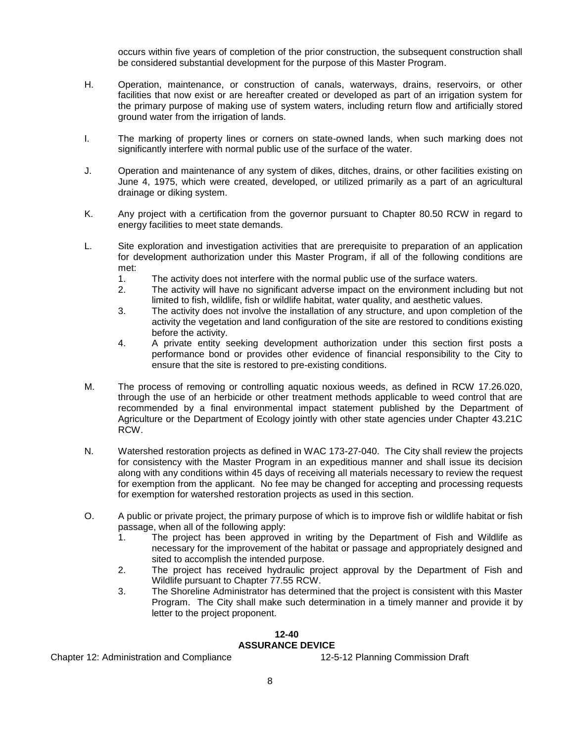occurs within five years of completion of the prior construction, the subsequent construction shall be considered substantial development for the purpose of this Master Program.

H. Operation, maintenance, or construction of canals, waterways, drains, reservoirs, or other facilities that now exist or are hereafter created or developed as part of an irrigation system for the primary purpose of making use of system waters, including return flow and artificially stored ground water from the irrigation of lands.

I. The marking of property lines or corners on state-owned lands, when such marking does not significantly interfere with normal public use of the surface of the water.

J. Operation and maintenance of any system of dikes, ditches, drains, or other facilities existing on June 4, 1975, which were created, developed, or utilized primarily as a part of an agricultural drainage or diking system.

K. Any project with a certification from the governor pursuant to Chapter 80.50 RCW in regard to energy facilities to meet state demands.

L. Site exploration and investigation activities that are prerequisite to preparation of an application for development authorization under this Master Program, if all of the following conditions are met:
   1. The activity does not interfere with the normal public use of the surface waters.
   2. The activity will have no significant adverse impact on the environment including but not limited to fish, wildlife, fish or wildlife habitat, water quality, and aesthetic values.
   3. The activity does not involve the installation of any structure, and upon completion of the activity the vegetation and land configuration of the site are restored to conditions existing before the activity.
   4. A private entity seeking development authorization under this section first posts a performance bond or provides other evidence of financial responsibility to the City to ensure that the site is restored to pre-existing conditions.

M. The process of removing or controlling aquatic noxious weeds, as defined in RCW 17.26.020, through the use of an herbicide or other treatment methods applicable to weed control that are recommended by a final environmental impact statement published by the Department of Agriculture or the Department of Ecology jointly with other state agencies under Chapter 43.21C RCW.

N. Watershed restoration projects as defined in WAC 173-27-040. The City shall review the projects for consistency with the Master Program in an expeditious manner and shall issue its decision along with any conditions within 45 days of receiving all materials necessary to review the request for exemption from the applicant. No fee may be changed for accepting and processing requests for exemption for watershed restoration projects as used in this section.

O. A public or private project, the primary purpose of which is to improve fish or wildlife habitat or fish passage, when all of the following apply:
   1. The project has been approved in writing by the Department of Fish and Wildlife as necessary for the improvement of the habitat or passage and appropriately designed and sited to accomplish the intended purpose.
   2. The project has received hydraulic project approval by the Department of Fish and Wildlife pursuant to Chapter 77.55 RCW.
   3. The Shoreline Administrator has determined that the project is consistent with this Master Program. The City shall make such determination in a timely manner and provide it by letter to the project proponent.

## 12-40
## ASSURANCE DEVICE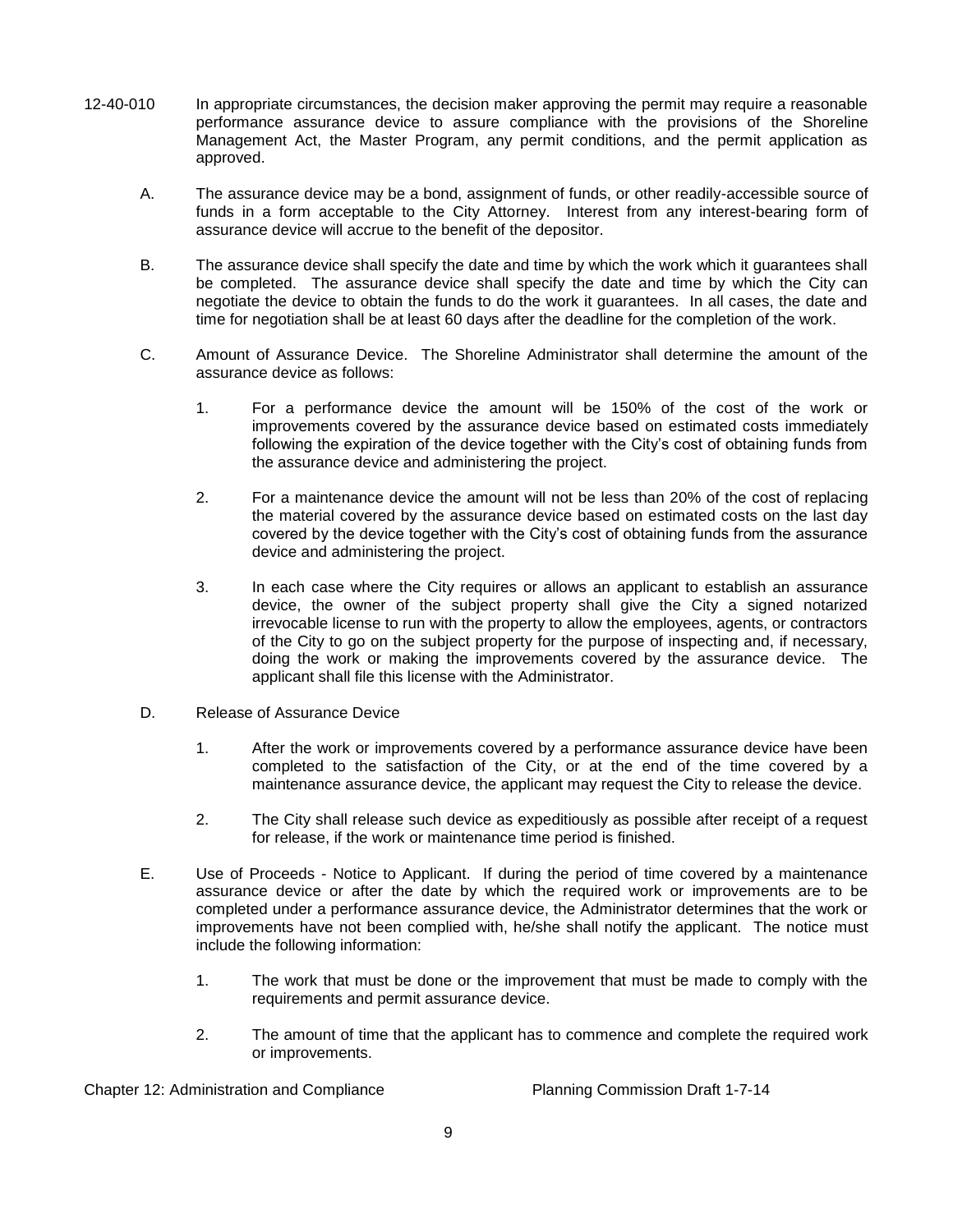12-40-010 In appropriate circumstances, the decision maker approving the permit may require a reasonable performance assurance device to assure compliance with the provisions of the Shoreline Management Act, the Master Program, any permit conditions, and the permit application as approved.

A. The assurance device may be a bond, assignment of funds, or other readily-accessible source of funds in a form acceptable to the City Attorney. Interest from any interest-bearing form of assurance device will accrue to the benefit of the depositor.

B. The assurance device shall specify the date and time by which the work which it guarantees shall be completed. The assurance device shall specify the date and time by which the City can negotiate the device to obtain the funds to do the work it guarantees. In all cases, the date and time for negotiation shall be at least 60 days after the deadline for the completion of the work.

C. Amount of Assurance Device. The Shoreline Administrator shall determine the amount of the assurance device as follows:

1. For a performance device the amount will be 150% of the cost of the work or improvements covered by the assurance device based on estimated costs immediately following the expiration of the device together with the City's cost of obtaining funds from the assurance device and administering the project.

2. For a maintenance device the amount will not be less than 20% of the cost of replacing the material covered by the assurance device based on estimated costs on the last day covered by the device together with the City's cost of obtaining funds from the assurance device and administering the project.

3. In each case where the City requires or allows an applicant to establish an assurance device, the owner of the subject property shall give the City a signed notarized irrevocable license to run with the property to allow the employees, agents, or contractors of the City to go on the subject property for the purpose of inspecting and, if necessary, doing the work or making the improvements covered by the assurance device. The applicant shall file this license with the Administrator.

D. Release of Assurance Device

1. After the work or improvements covered by a performance assurance device have been completed to the satisfaction of the City, or at the end of the time covered by a maintenance assurance device, the applicant may request the City to release the device.

2. The City shall release such device as expeditiously as possible after receipt of a request for release, if the work or maintenance time period is finished.

E. Use of Proceeds - Notice to Applicant. If during the period of time covered by a maintenance assurance device or after the date by which the required work or improvements are to be completed under a performance assurance device, the Administrator determines that the work or improvements have not been complied with, he/she shall notify the applicant. The notice must include the following information:

1. The work that must be done or the improvement that must be made to comply with the requirements and permit assurance device.

2. The amount of time that the applicant has to commence and complete the required work or improvements.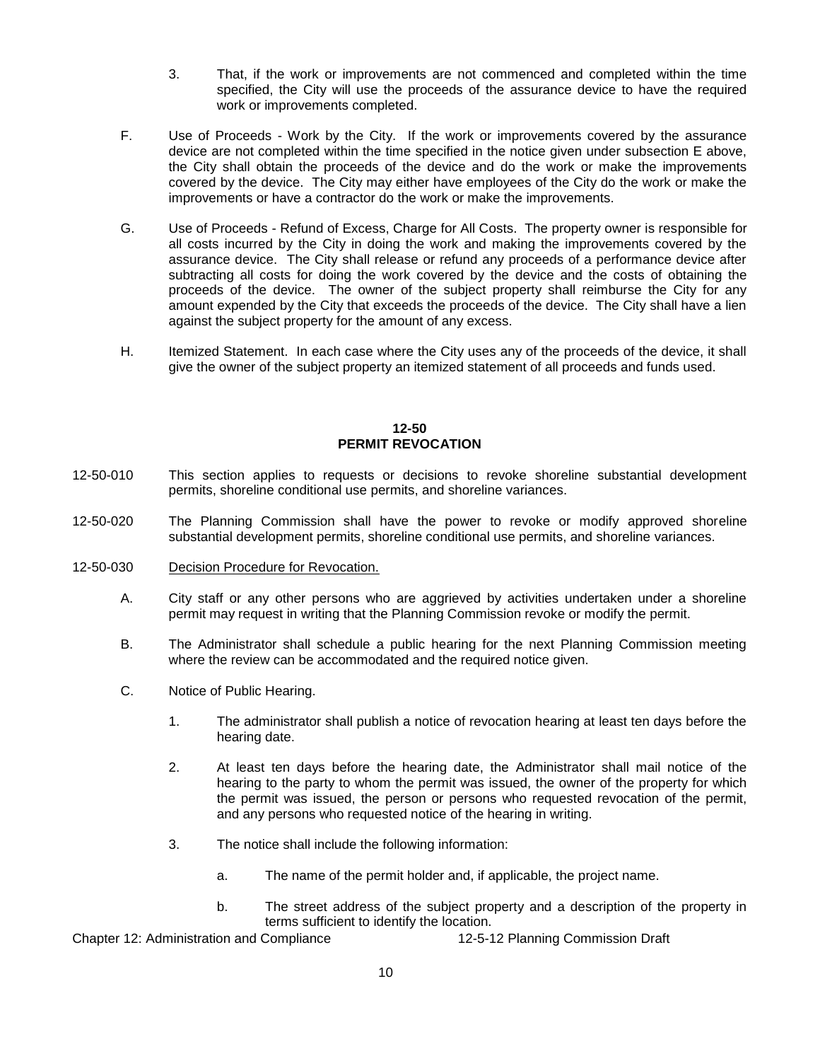3. That, if the work or improvements are not commenced and completed within the time specified, the City will use the proceeds of the assurance device to have the required work or improvements completed.

F. Use of Proceeds - Work by the City. If the work or improvements covered by the assurance device are not completed within the time specified in the notice given under subsection E above, the City shall obtain the proceeds of the device and do the work or make the improvements covered by the device. The City may either have employees of the City do the work or make the improvements or have a contractor do the work or make the improvements.

G. Use of Proceeds - Refund of Excess, Charge for All Costs. The property owner is responsible for all costs incurred by the City in doing the work and making the improvements covered by the assurance device. The City shall release or refund any proceeds of a performance device after subtracting all costs for doing the work covered by the device and the costs of obtaining the proceeds of the device. The owner of the subject property shall reimburse the City for any amount expended by the City that exceeds the proceeds of the device. The City shall have a lien against the subject property for the amount of any excess.

H. Itemized Statement. In each case where the City uses any of the proceeds of the device, it shall give the owner of the subject property an itemized statement of all proceeds and funds used.

## 12-50
## PERMIT REVOCATION

12-50-010 This section applies to requests or decisions to revoke shoreline substantial development permits, shoreline conditional use permits, and shoreline variances.

12-50-020 The Planning Commission shall have the power to revoke or modify approved shoreline substantial development permits, shoreline conditional use permits, and shoreline variances.

12-50-030 Decision Procedure for Revocation.

A. City staff or any other persons who are aggrieved by activities undertaken under a shoreline permit may request in writing that the Planning Commission revoke or modify the permit.

B. The Administrator shall schedule a public hearing for the next Planning Commission meeting where the review can be accommodated and the required notice given.

C. Notice of Public Hearing.

1. The administrator shall publish a notice of revocation hearing at least ten days before the hearing date.

2. At least ten days before the hearing date, the Administrator shall mail notice of the hearing to the party to whom the permit was issued, the owner of the property for which the permit was issued, the person or persons who requested revocation of the permit, and any persons who requested notice of the hearing in writing.

3. The notice shall include the following information:

   a. The name of the permit holder and, if applicable, the project name.

   b. The street address of the subject property and a description of the property in terms sufficient to identify the location.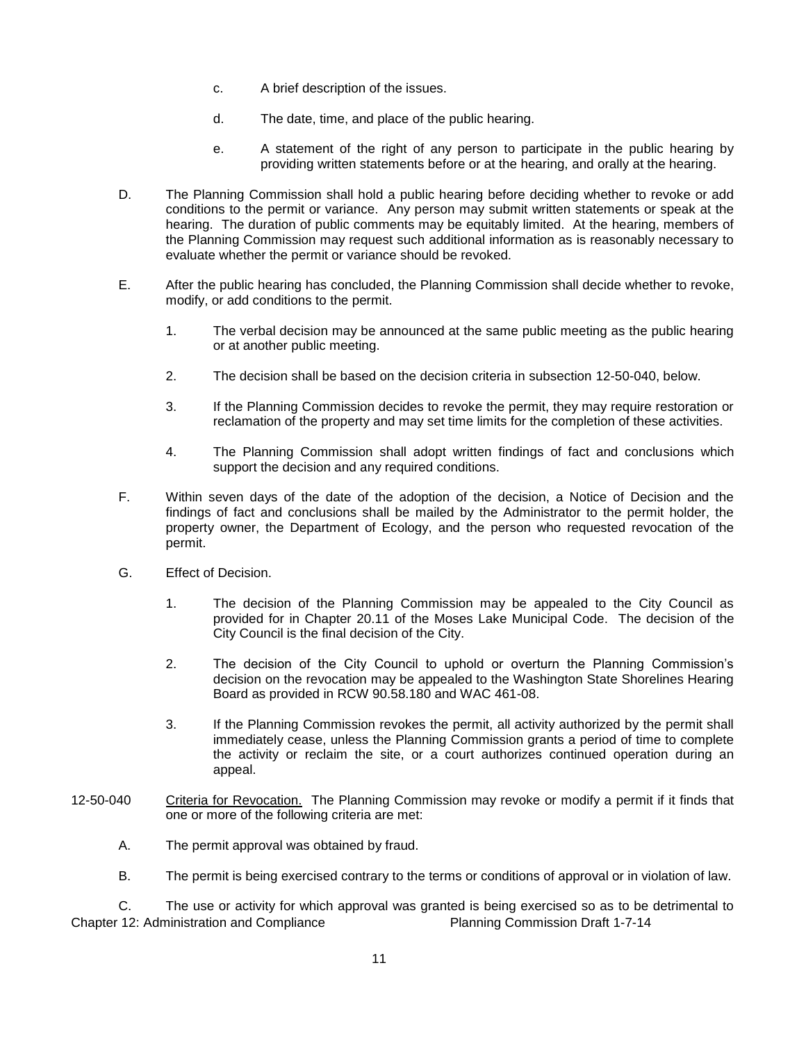c. A brief description of the issues.

d. The date, time, and place of the public hearing.

e. A statement of the right of any person to participate in the public hearing by providing written statements before or at the hearing, and orally at the hearing.

D. The Planning Commission shall hold a public hearing before deciding whether to revoke or add conditions to the permit or variance. Any person may submit written statements or speak at the hearing. The duration of public comments may be equitably limited. At the hearing, members of the Planning Commission may request such additional information as is reasonably necessary to evaluate whether the permit or variance should be revoked.

E. After the public hearing has concluded, the Planning Commission shall decide whether to revoke, modify, or add conditions to the permit.

1. The verbal decision may be announced at the same public meeting as the public hearing or at another public meeting.

2. The decision shall be based on the decision criteria in subsection 12-50-040, below.

3. If the Planning Commission decides to revoke the permit, they may require restoration or reclamation of the property and may set time limits for the completion of these activities.

4. The Planning Commission shall adopt written findings of fact and conclusions which support the decision and any required conditions.

F. Within seven days of the date of the adoption of the decision, a Notice of Decision and the findings of fact and conclusions shall be mailed by the Administrator to the permit holder, the property owner, the Department of Ecology, and the person who requested revocation of the permit.

G. Effect of Decision.

1. The decision of the Planning Commission may be appealed to the City Council as provided for in Chapter 20.11 of the Moses Lake Municipal Code. The decision of the City Council is the final decision of the City.

2. The decision of the City Council to uphold or overturn the Planning Commission's decision on the revocation may be appealed to the Washington State Shorelines Hearing Board as provided in RCW 90.58.180 and WAC 461-08.

3. If the Planning Commission revokes the permit, all activity authorized by the permit shall immediately cease, unless the Planning Commission grants a period of time to complete the activity or reclaim the site, or a court authorizes continued operation during an appeal.

12-50-040 Criteria for Revocation. The Planning Commission may revoke or modify a permit if it finds that one or more of the following criteria are met:

A. The permit approval was obtained by fraud.

B. The permit is being exercised contrary to the terms or conditions of approval or in violation of law.

C. The use or activity for which approval was granted is being exercised so as to be detrimental to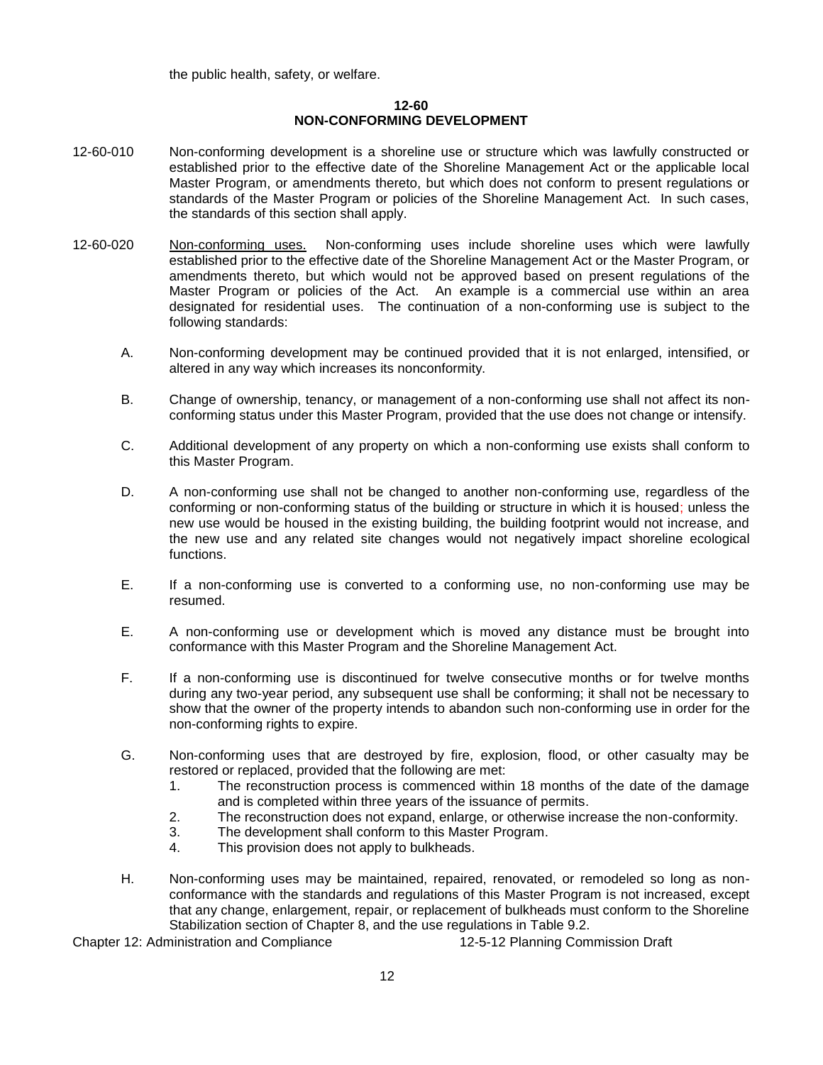the public health, safety, or welfare.

## 12-60
## NON-CONFORMING DEVELOPMENT

12-60-010 Non-conforming development is a shoreline use or structure which was lawfully constructed or established prior to the effective date of the Shoreline Management Act or the applicable local Master Program, or amendments thereto, but which does not conform to present regulations or standards of the Master Program or policies of the Shoreline Management Act. In such cases, the standards of this section shall apply.

12-60-020 Non-conforming uses. Non-conforming uses include shoreline uses which were lawfully established prior to the effective date of the Shoreline Management Act or the Master Program, or amendments thereto, but which would not be approved based on present regulations of the Master Program or policies of the Act. An example is a commercial use within an area designated for residential uses. The continuation of a non-conforming use is subject to the following standards:

A. Non-conforming development may be continued provided that it is not enlarged, intensified, or altered in any way which increases its nonconformity.

B. Change of ownership, tenancy, or management of a non-conforming use shall not affect its non-conforming status under this Master Program, provided that the use does not change or intensify.

C. Additional development of any property on which a non-conforming use exists shall conform to this Master Program.

D. A non-conforming use shall not be changed to another non-conforming use, regardless of the conforming or non-conforming status of the building or structure in which it is housed; unless the new use would be housed in the existing building, the building footprint would not increase, and the new use and any related site changes would not negatively impact shoreline ecological functions.

E. If a non-conforming use is converted to a conforming use, no non-conforming use may be resumed.

E. A non-conforming use or development which is moved any distance must be brought into conformance with this Master Program and the Shoreline Management Act.

F. If a non-conforming use is discontinued for twelve consecutive months or for twelve months during any two-year period, any subsequent use shall be conforming; it shall not be necessary to show that the owner of the property intends to abandon such non-conforming use in order for the non-conforming rights to expire.

G. Non-conforming uses that are destroyed by fire, explosion, flood, or other casualty may be restored or replaced, provided that the following are met:
   1. The reconstruction process is commenced within 18 months of the date of the damage and is completed within three years of the issuance of permits.
   2. The reconstruction does not expand, enlarge, or otherwise increase the non-conformity.
   3. The development shall conform to this Master Program.
   4. This provision does not apply to bulkheads.

H. Non-conforming uses may be maintained, repaired, renovated, or remodeled so long as non-conformance with the standards and regulations of this Master Program is not increased, except that any change, enlargement, repair, or replacement of bulkheads must conform to the Shoreline Stabilization section of Chapter 8, and the use regulations in Table 9.2.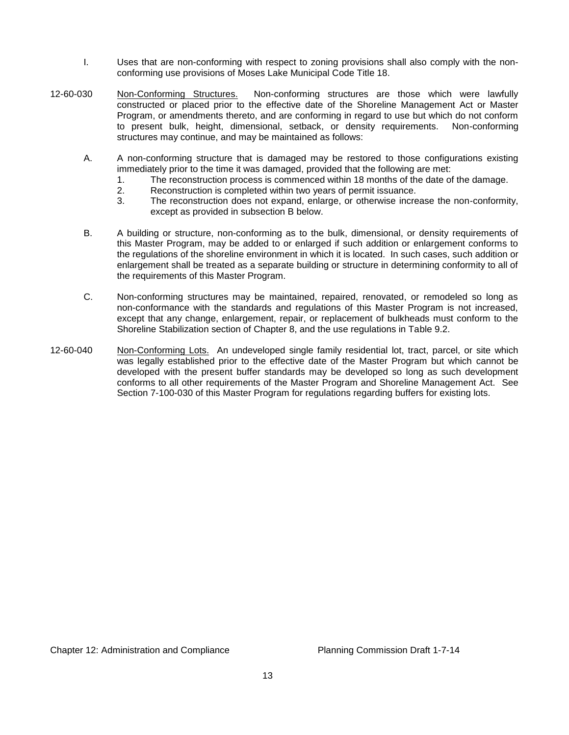I. Uses that are non-conforming with respect to zoning provisions shall also comply with the non-conforming use provisions of Moses Lake Municipal Code Title 18.

12-60-030 Non-Conforming Structures. Non-conforming structures are those which were lawfully constructed or placed prior to the effective date of the Shoreline Management Act or Master Program, or amendments thereto, and are conforming in regard to use but which do not conform to present bulk, height, dimensional, setback, or density requirements. Non-conforming structures may continue, and may be maintained as follows:

A. A non-conforming structure that is damaged may be restored to those configurations existing immediately prior to the time it was damaged, provided that the following are met:
   1. The reconstruction process is commenced within 18 months of the date of the damage.
   2. Reconstruction is completed within two years of permit issuance.
   3. The reconstruction does not expand, enlarge, or otherwise increase the non-conformity, except as provided in subsection B below.

B. A building or structure, non-conforming as to the bulk, dimensional, or density requirements of this Master Program, may be added to or enlarged if such addition or enlargement conforms to the regulations of the shoreline environment in which it is located. In such cases, such addition or enlargement shall be treated as a separate building or structure in determining conformity to all of the requirements of this Master Program.

C. Non-conforming structures may be maintained, repaired, renovated, or remodeled so long as non-conformance with the standards and regulations of this Master Program is not increased, except that any change, enlargement, repair, or replacement of bulkheads must conform to the Shoreline Stabilization section of Chapter 8, and the use regulations in Table 9.2.

12-60-040 Non-Conforming Lots. An undeveloped single family residential lot, tract, parcel, or site which was legally established prior to the effective date of the Master Program but which cannot be developed with the present buffer standards may be developed so long as such development conforms to all other requirements of the Master Program and Shoreline Management Act. See Section 7-100-030 of this Master Program for regulations regarding buffers for existing lots.